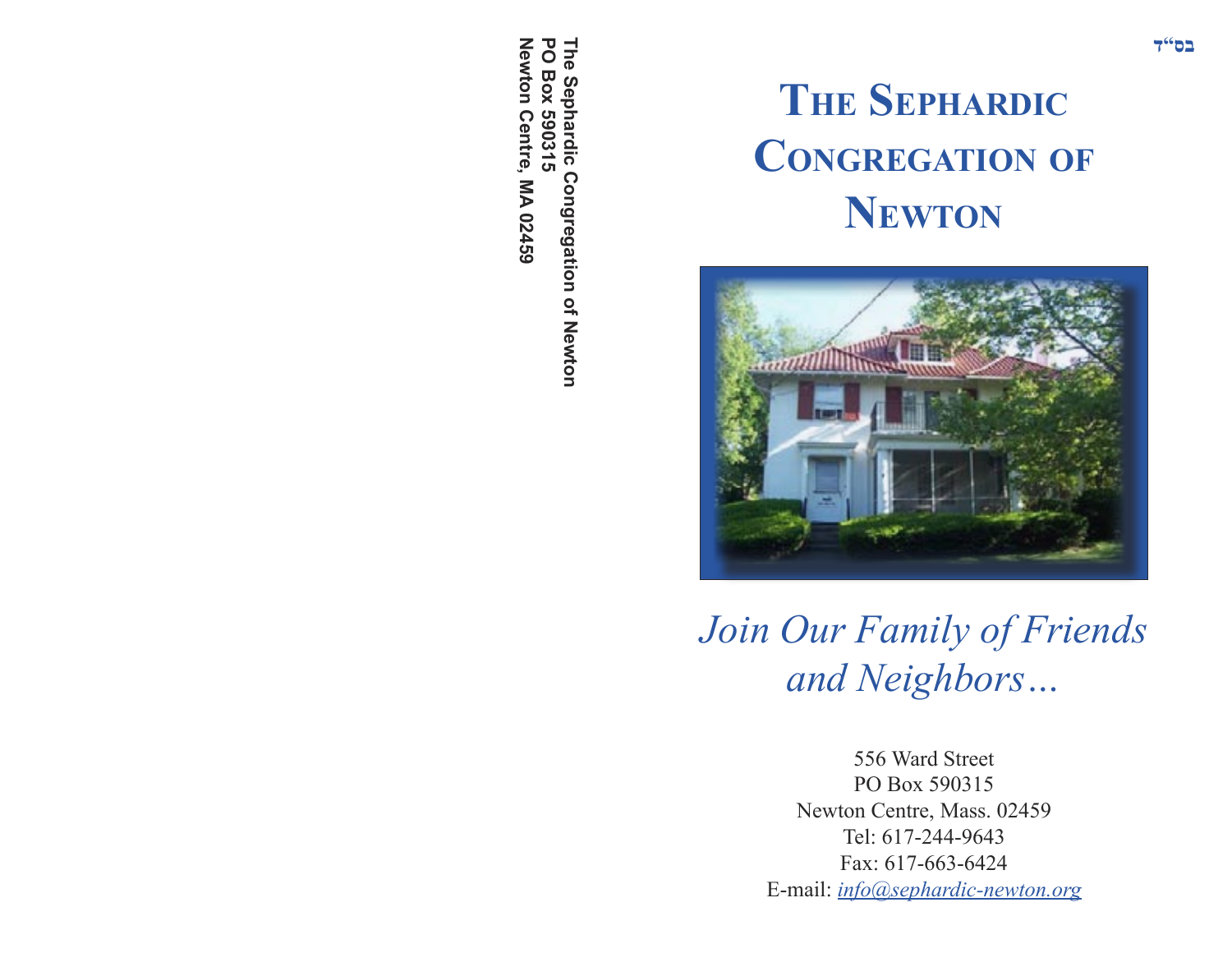The Sephardic Congregation of Newton
PO Box 590315
Newton Centre, MA 02459

בס"ד

# The Sephardic Congregation of Newton

*Join Our Family of Friends and Neighbors…*

556 Ward Street
PO Box 590315
Newton Centre, Mass. 02459
Tel: 617-244-9643
Fax: 617-663-6424
E-mail: *info@sephardic-newton.org*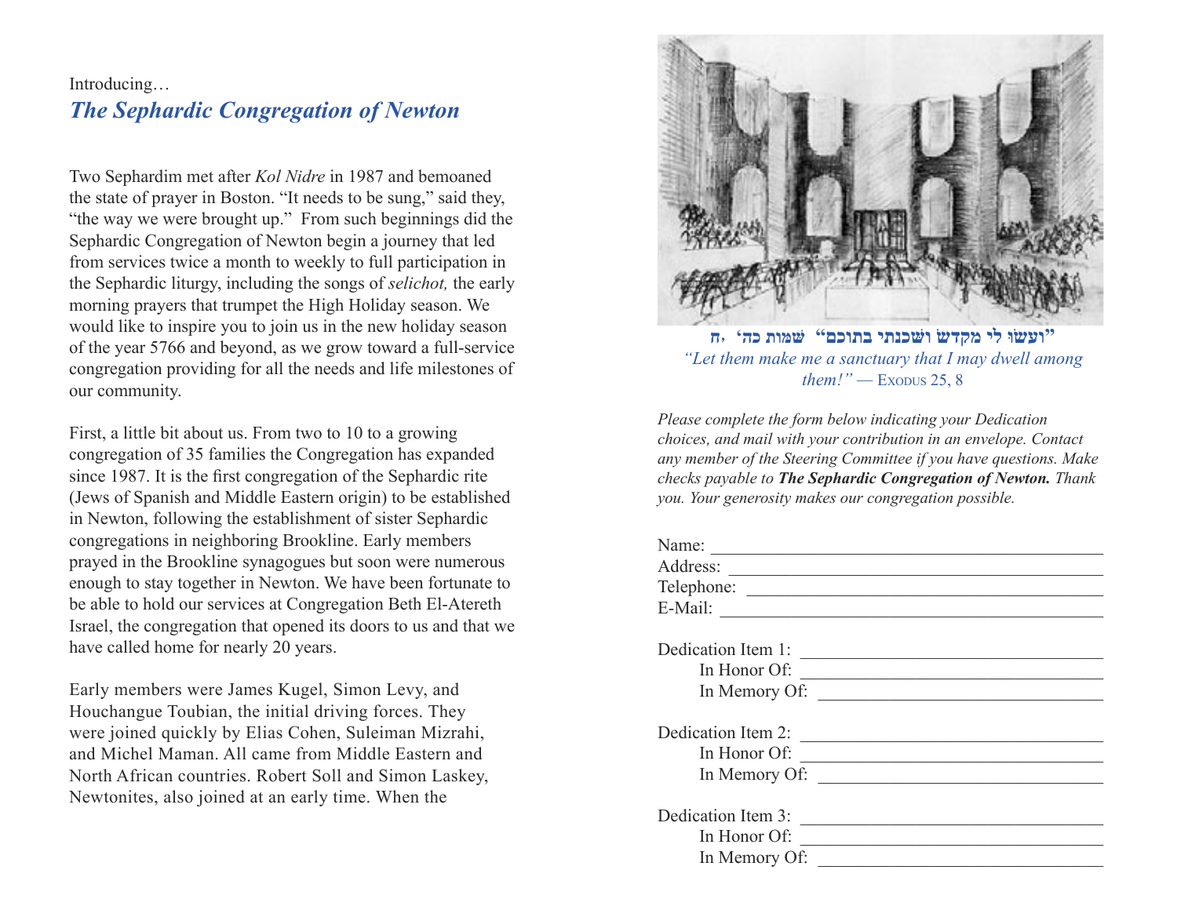Introducing…

## *The Sephardic Congregation of Newton*

Two Sephardim met after *Kol Nidre* in 1987 and bemoaned the state of prayer in Boston. "It needs to be sung," said they, "the way we were brought up." From such beginnings did the Sephardic Congregation of Newton begin a journey that led from services twice a month to weekly to full participation in the Sephardic liturgy, including the songs of *selichot,* the early morning prayers that trumpet the High Holiday season. We would like to inspire you to join us in the new holiday season of the year 5766 and beyond, as we grow toward a full-service congregation providing for all the needs and life milestones of our community.

First, a little bit about us. From two to 10 to a growing congregation of 35 families the Congregation has expanded since 1987. It is the first congregation of the Sephardic rite (Jews of Spanish and Middle Eastern origin) to be established in Newton, following the establishment of sister Sephardic congregations in neighboring Brookline. Early members prayed in the Brookline synagogues but soon were numerous enough to stay together in Newton. We have been fortunate to be able to hold our services at Congregation Beth El-Atereth Israel, the congregation that opened its doors to us and that we have called home for nearly 20 years.

Early members were James Kugel, Simon Levy, and Houchangue Toubian, the initial driving forces. They were joined quickly by Elias Cohen, Suleiman Mizrahi, and Michel Maman. All came from Middle Eastern and North African countries. Robert Soll and Simon Laskey, Newtonites, also joined at an early time. When the

"ועשו לי מקדש ושכנתי בתוכם" שמות כה׳, ח
*"Let them make me a sanctuary that I may dwell among them!"* — Exodus 25, 8

*Please complete the form below indicating your Dedication choices, and mail with your contribution in an envelope. Contact any member of the Steering Committee if you have questions. Make checks payable to **The Sephardic Congregation of Newton.** Thank you. Your generosity makes our congregation possible.*

Name: ______________________________
Address: ______________________________
Telephone: ______________________________
E-Mail: ______________________________

Dedication Item 1: ______________________________
In Honor Of: ______________________________
In Memory Of: ______________________________

Dedication Item 2: ______________________________
In Honor Of: ______________________________
In Memory Of: ______________________________

Dedication Item 3: ______________________________
In Honor Of: ______________________________
In Memory Of: ______________________________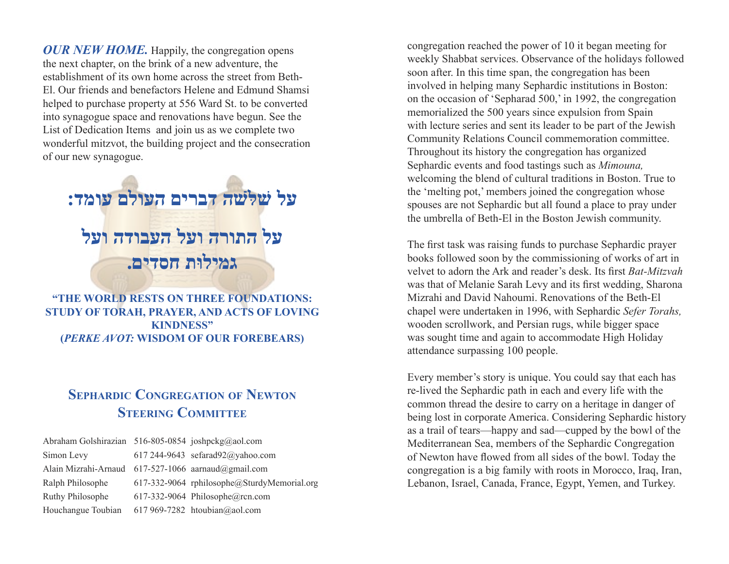***OUR NEW HOME.*** Happily, the congregation opens the next chapter, on the brink of a new adventure, the establishment of its own home across the street from Beth-El. Our friends and benefactors Helene and Edmund Shamsi helped to purchase property at 556 Ward St. to be converted into synagogue space and renovations have begun. See the List of Dedication Items and join us as we complete two wonderful mitzvot, the building project and the consecration of our new synagogue.

**על שְׁלֹשָׁה דברים העולם עומד:**

**על התורה ועל העבודה ועל גמילות חסדים.**

**"THE WORLD RESTS ON THREE FOUNDATIONS: STUDY OF TORAH, PRAYER, AND ACTS OF LOVING KINDNESS"**
**(*PERKE AVOT:* WISDOM OF OUR FOREBEARS)**

## Sephardic Congregation of Newton Steering Committee

| | | |
|---|---|---|
| Abraham Golshirazian | 516-805-0854 | joshpckg@aol.com |
| Simon Levy | 617 244-9643 | sefarad92@yahoo.com |
| Alain Mizrahi-Arnaud | 617-527-1066 | aarnaud@gmail.com |
| Ralph Philosophe | 617-332-9064 | rphilosophe@SturdyMemorial.org |
| Ruthy Philosophe | 617-332-9064 | Philosophe@rcn.com |
| Houchangue Toubian | 617 969-7282 | htoubian@aol.com |

congregation reached the power of 10 it began meeting for weekly Shabbat services. Observance of the holidays followed soon after. In this time span, the congregation has been involved in helping many Sephardic institutions in Boston: on the occasion of 'Sepharad 500,' in 1992, the congregation memorialized the 500 years since expulsion from Spain with lecture series and sent its leader to be part of the Jewish Community Relations Council commemoration committee. Throughout its history the congregation has organized Sephardic events and food tastings such as *Mimouna,* welcoming the blend of cultural traditions in Boston. True to the 'melting pot,' members joined the congregation whose spouses are not Sephardic but all found a place to pray under the umbrella of Beth-El in the Boston Jewish community.

The first task was raising funds to purchase Sephardic prayer books followed soon by the commissioning of works of art in velvet to adorn the Ark and reader's desk. Its first *Bat-Mitzvah* was that of Melanie Sarah Levy and its first wedding, Sharona Mizrahi and David Nahoumi. Renovations of the Beth-El chapel were undertaken in 1996, with Sephardic *Sefer Torahs,* wooden scrollwork, and Persian rugs, while bigger space was sought time and again to accommodate High Holiday attendance surpassing 100 people.

Every member's story is unique. You could say that each has re-lived the Sephardic path in each and every life with the common thread the desire to carry on a heritage in danger of being lost in corporate America. Considering Sephardic history as a trail of tears—happy and sad—cupped by the bowl of the Mediterranean Sea, members of the Sephardic Congregation of Newton have flowed from all sides of the bowl. Today the congregation is a big family with roots in Morocco, Iraq, Iran, Lebanon, Israel, Canada, France, Egypt, Yemen, and Turkey.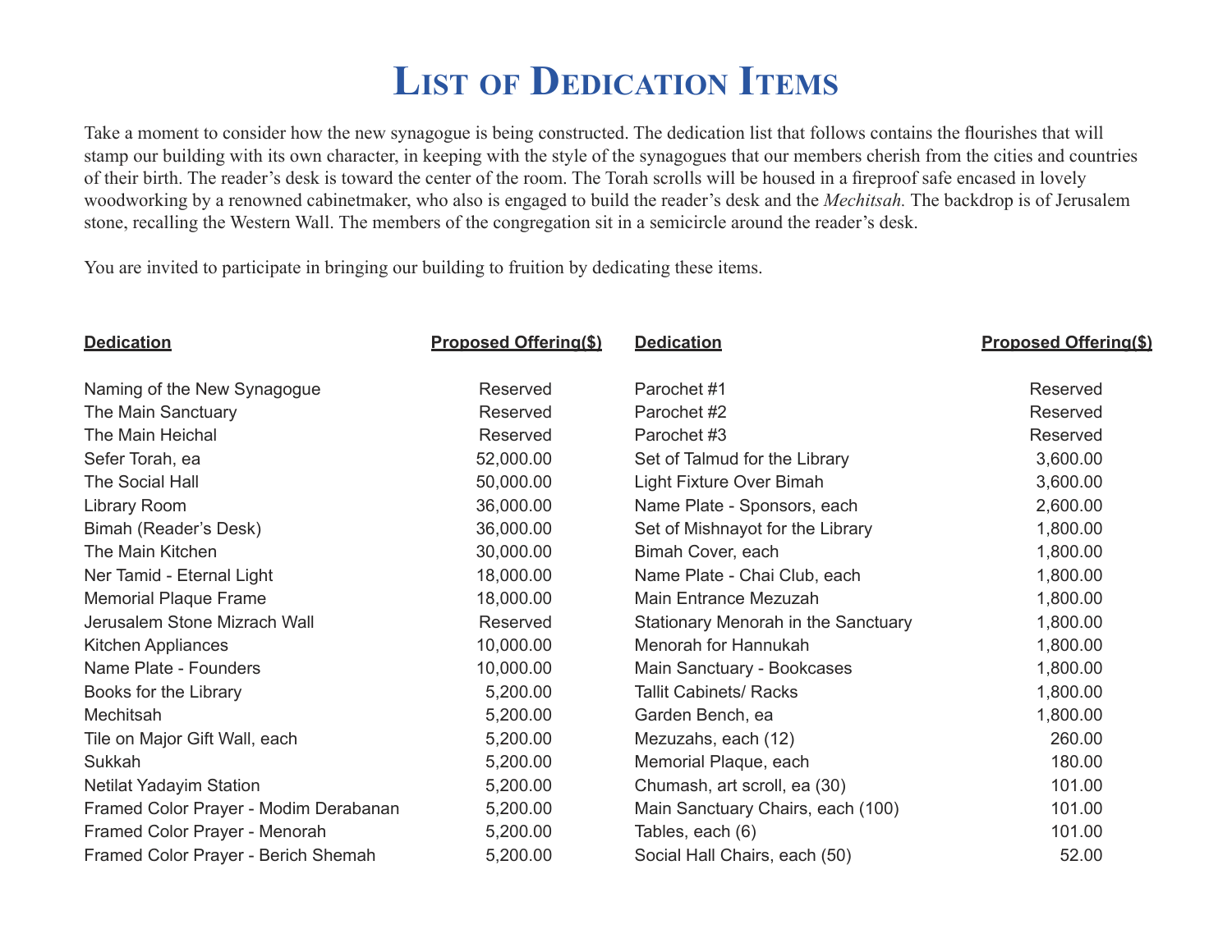# List of Dedication Items

Take a moment to consider how the new synagogue is being constructed. The dedication list that follows contains the flourishes that will stamp our building with its own character, in keeping with the style of the synagogues that our members cherish from the cities and countries of their birth. The reader's desk is toward the center of the room. The Torah scrolls will be housed in a fireproof safe encased in lovely woodworking by a renowned cabinetmaker, who also is engaged to build the reader's desk and the *Mechitsah.* The backdrop is of Jerusalem stone, recalling the Western Wall. The members of the congregation sit in a semicircle around the reader's desk.

You are invited to participate in bringing our building to fruition by dedicating these items.

| Dedication | Proposed Offering($) |
|---|---|
| Naming of the New Synagogue | Reserved |
| The Main Sanctuary | Reserved |
| The Main Heichal | Reserved |
| Sefer Torah, ea | 52,000.00 |
| The Social Hall | 50,000.00 |
| Library Room | 36,000.00 |
| Bimah (Reader's Desk) | 36,000.00 |
| The Main Kitchen | 30,000.00 |
| Ner Tamid - Eternal Light | 18,000.00 |
| Memorial Plaque Frame | 18,000.00 |
| Jerusalem Stone Mizrach Wall | Reserved |
| Kitchen Appliances | 10,000.00 |
| Name Plate - Founders | 10,000.00 |
| Books for the Library | 5,200.00 |
| Mechitsah | 5,200.00 |
| Tile on Major Gift Wall, each | 5,200.00 |
| Sukkah | 5,200.00 |
| Netilat Yadayim Station | 5,200.00 |
| Framed Color Prayer - Modim Derabanan | 5,200.00 |
| Framed Color Prayer - Menorah | 5,200.00 |
| Framed Color Prayer - Berich Shemah | 5,200.00 |

| Dedication | Proposed Offering($) |
|---|---|
| Parochet #1 | Reserved |
| Parochet #2 | Reserved |
| Parochet #3 | Reserved |
| Set of Talmud for the Library | 3,600.00 |
| Light Fixture Over Bimah | 3,600.00 |
| Name Plate - Sponsors, each | 2,600.00 |
| Set of Mishnayot for the Library | 1,800.00 |
| Bimah Cover, each | 1,800.00 |
| Name Plate - Chai Club, each | 1,800.00 |
| Main Entrance Mezuzah | 1,800.00 |
| Stationary Menorah in the Sanctuary | 1,800.00 |
| Menorah for Hannukah | 1,800.00 |
| Main Sanctuary - Bookcases | 1,800.00 |
| Tallit Cabinets/ Racks | 1,800.00 |
| Garden Bench, ea | 1,800.00 |
| Mezuzahs, each (12) | 260.00 |
| Memorial Plaque, each | 180.00 |
| Chumash, art scroll, ea (30) | 101.00 |
| Main Sanctuary Chairs, each (100) | 101.00 |
| Tables, each (6) | 101.00 |
| Social Hall Chairs, each (50) | 52.00 |